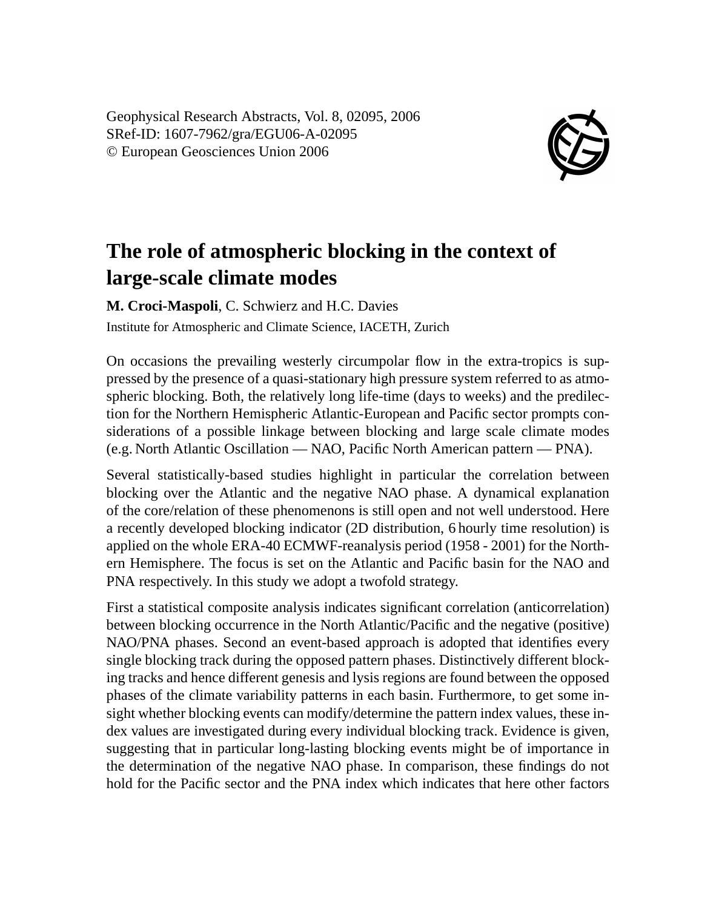Geophysical Research Abstracts, Vol. 8, 02095, 2006
SRef-ID: 1607-7962/gra/EGU06-A-02095
© European Geosciences Union 2006

# The role of atmospheric blocking in the context of large-scale climate modes

**M. Croci-Maspoli**, C. Schwierz and H.C. Davies

Institute for Atmospheric and Climate Science, IACETH, Zurich

On occasions the prevailing westerly circumpolar flow in the extra-tropics is suppressed by the presence of a quasi-stationary high pressure system referred to as atmospheric blocking. Both, the relatively long life-time (days to weeks) and the predilection for the Northern Hemispheric Atlantic-European and Pacific sector prompts considerations of a possible linkage between blocking and large scale climate modes (e.g. North Atlantic Oscillation — NAO, Pacific North American pattern — PNA).

Several statistically-based studies highlight in particular the correlation between blocking over the Atlantic and the negative NAO phase. A dynamical explanation of the core/relation of these phenomenons is still open and not well understood. Here a recently developed blocking indicator (2D distribution, 6 hourly time resolution) is applied on the whole ERA-40 ECMWF-reanalysis period (1958 - 2001) for the Northern Hemisphere. The focus is set on the Atlantic and Pacific basin for the NAO and PNA respectively. In this study we adopt a twofold strategy.

First a statistical composite analysis indicates significant correlation (anticorrelation) between blocking occurrence in the North Atlantic/Pacific and the negative (positive) NAO/PNA phases. Second an event-based approach is adopted that identifies every single blocking track during the opposed pattern phases. Distinctively different blocking tracks and hence different genesis and lysis regions are found between the opposed phases of the climate variability patterns in each basin. Furthermore, to get some insight whether blocking events can modify/determine the pattern index values, these index values are investigated during every individual blocking track. Evidence is given, suggesting that in particular long-lasting blocking events might be of importance in the determination of the negative NAO phase. In comparison, these findings do not hold for the Pacific sector and the PNA index which indicates that here other factors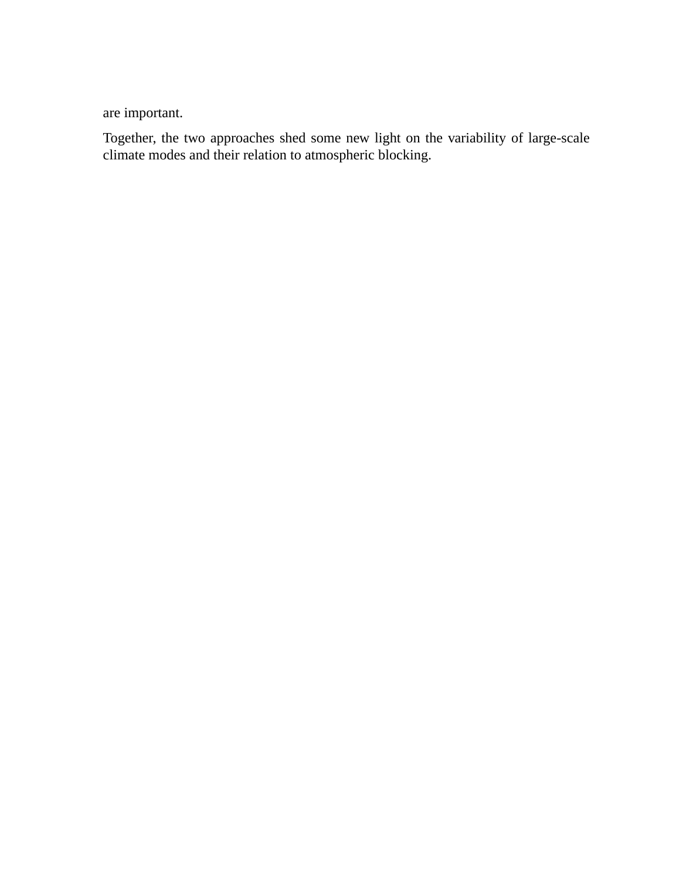are important.

Together, the two approaches shed some new light on the variability of large-scale climate modes and their relation to atmospheric blocking.